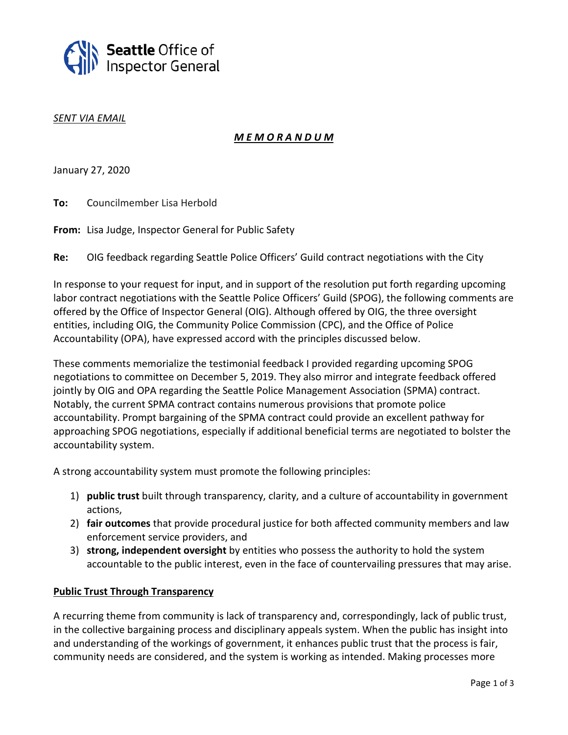Seattle Office of Inspector General

*SENT VIA EMAIL*

***MEMORANDUM***

January 27, 2020

**To:** Councilmember Lisa Herbold

**From:** Lisa Judge, Inspector General for Public Safety

**Re:** OIG feedback regarding Seattle Police Officers' Guild contract negotiations with the City

In response to your request for input, and in support of the resolution put forth regarding upcoming labor contract negotiations with the Seattle Police Officers' Guild (SPOG), the following comments are offered by the Office of Inspector General (OIG). Although offered by OIG, the three oversight entities, including OIG, the Community Police Commission (CPC), and the Office of Police Accountability (OPA), have expressed accord with the principles discussed below.

These comments memorialize the testimonial feedback I provided regarding upcoming SPOG negotiations to committee on December 5, 2019. They also mirror and integrate feedback offered jointly by OIG and OPA regarding the Seattle Police Management Association (SPMA) contract. Notably, the current SPMA contract contains numerous provisions that promote police accountability. Prompt bargaining of the SPMA contract could provide an excellent pathway for approaching SPOG negotiations, especially if additional beneficial terms are negotiated to bolster the accountability system.

A strong accountability system must promote the following principles:

1) **public trust** built through transparency, clarity, and a culture of accountability in government actions,
2) **fair outcomes** that provide procedural justice for both affected community members and law enforcement service providers, and
3) **strong, independent oversight** by entities who possess the authority to hold the system accountable to the public interest, even in the face of countervailing pressures that may arise.

## Public Trust Through Transparency

A recurring theme from community is lack of transparency and, correspondingly, lack of public trust, in the collective bargaining process and disciplinary appeals system. When the public has insight into and understanding of the workings of government, it enhances public trust that the process is fair, community needs are considered, and the system is working as intended. Making processes more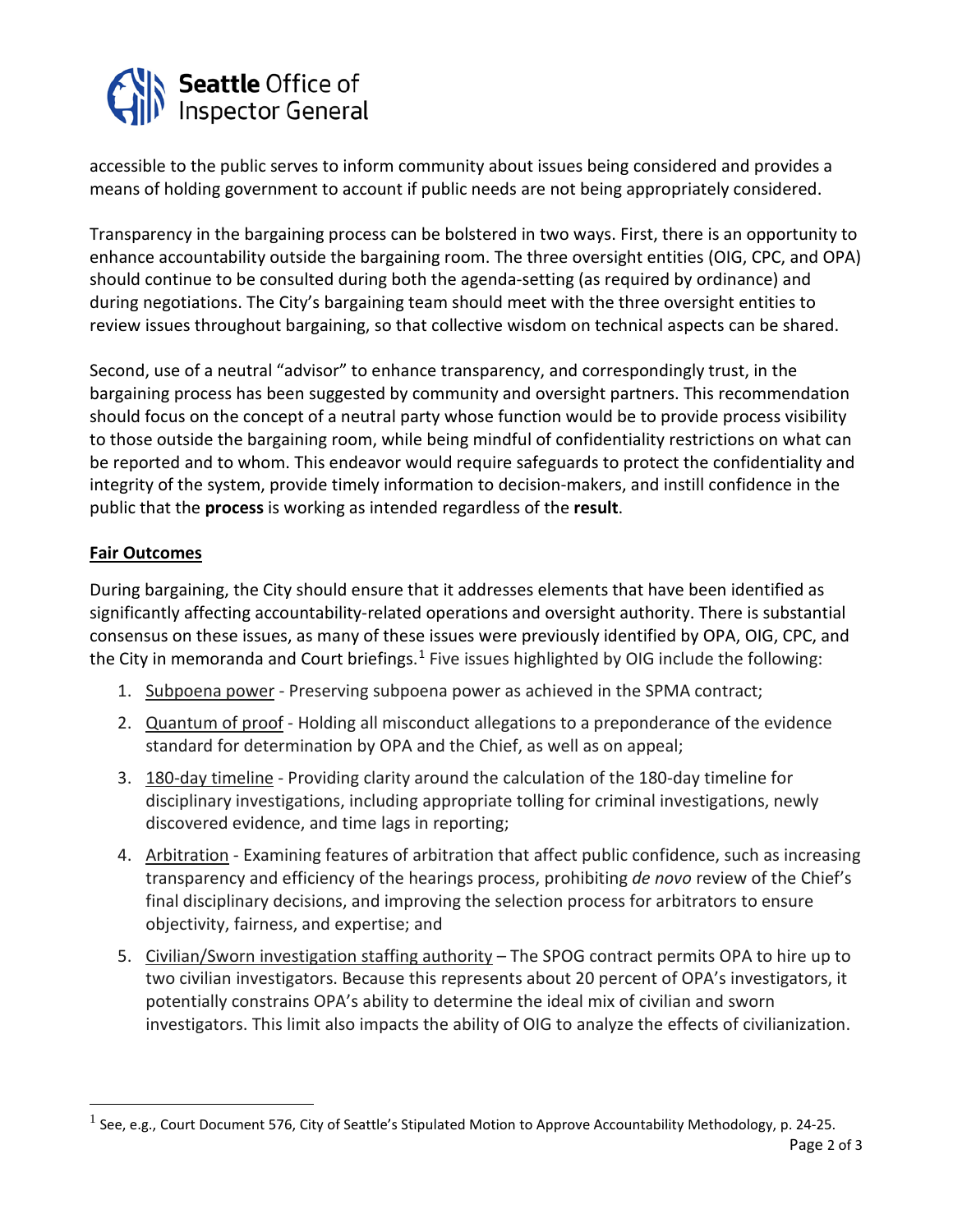accessible to the public serves to inform community about issues being considered and provides a means of holding government to account if public needs are not being appropriately considered.

Transparency in the bargaining process can be bolstered in two ways. First, there is an opportunity to enhance accountability outside the bargaining room. The three oversight entities (OIG, CPC, and OPA) should continue to be consulted during both the agenda-setting (as required by ordinance) and during negotiations. The City's bargaining team should meet with the three oversight entities to review issues throughout bargaining, so that collective wisdom on technical aspects can be shared.

Second, use of a neutral "advisor" to enhance transparency, and correspondingly trust, in the bargaining process has been suggested by community and oversight partners. This recommendation should focus on the concept of a neutral party whose function would be to provide process visibility to those outside the bargaining room, while being mindful of confidentiality restrictions on what can be reported and to whom. This endeavor would require safeguards to protect the confidentiality and integrity of the system, provide timely information to decision-makers, and instill confidence in the public that the **process** is working as intended regardless of the **result**.

## Fair Outcomes

During bargaining, the City should ensure that it addresses elements that have been identified as significantly affecting accountability-related operations and oversight authority. There is substantial consensus on these issues, as many of these issues were previously identified by OPA, OIG, CPC, and the City in memoranda and Court briefings.[1] Five issues highlighted by OIG include the following:

1. Subpoena power - Preserving subpoena power as achieved in the SPMA contract;
2. Quantum of proof - Holding all misconduct allegations to a preponderance of the evidence standard for determination by OPA and the Chief, as well as on appeal;
3. 180-day timeline - Providing clarity around the calculation of the 180-day timeline for disciplinary investigations, including appropriate tolling for criminal investigations, newly discovered evidence, and time lags in reporting;
4. Arbitration - Examining features of arbitration that affect public confidence, such as increasing transparency and efficiency of the hearings process, prohibiting *de novo* review of the Chief's final disciplinary decisions, and improving the selection process for arbitrators to ensure objectivity, fairness, and expertise; and
5. Civilian/Sworn investigation staffing authority – The SPOG contract permits OPA to hire up to two civilian investigators. Because this represents about 20 percent of OPA's investigators, it potentially constrains OPA's ability to determine the ideal mix of civilian and sworn investigators. This limit also impacts the ability of OIG to analyze the effects of civilianization.

[1] See, e.g., Court Document 576, City of Seattle's Stipulated Motion to Approve Accountability Methodology, p. 24-25.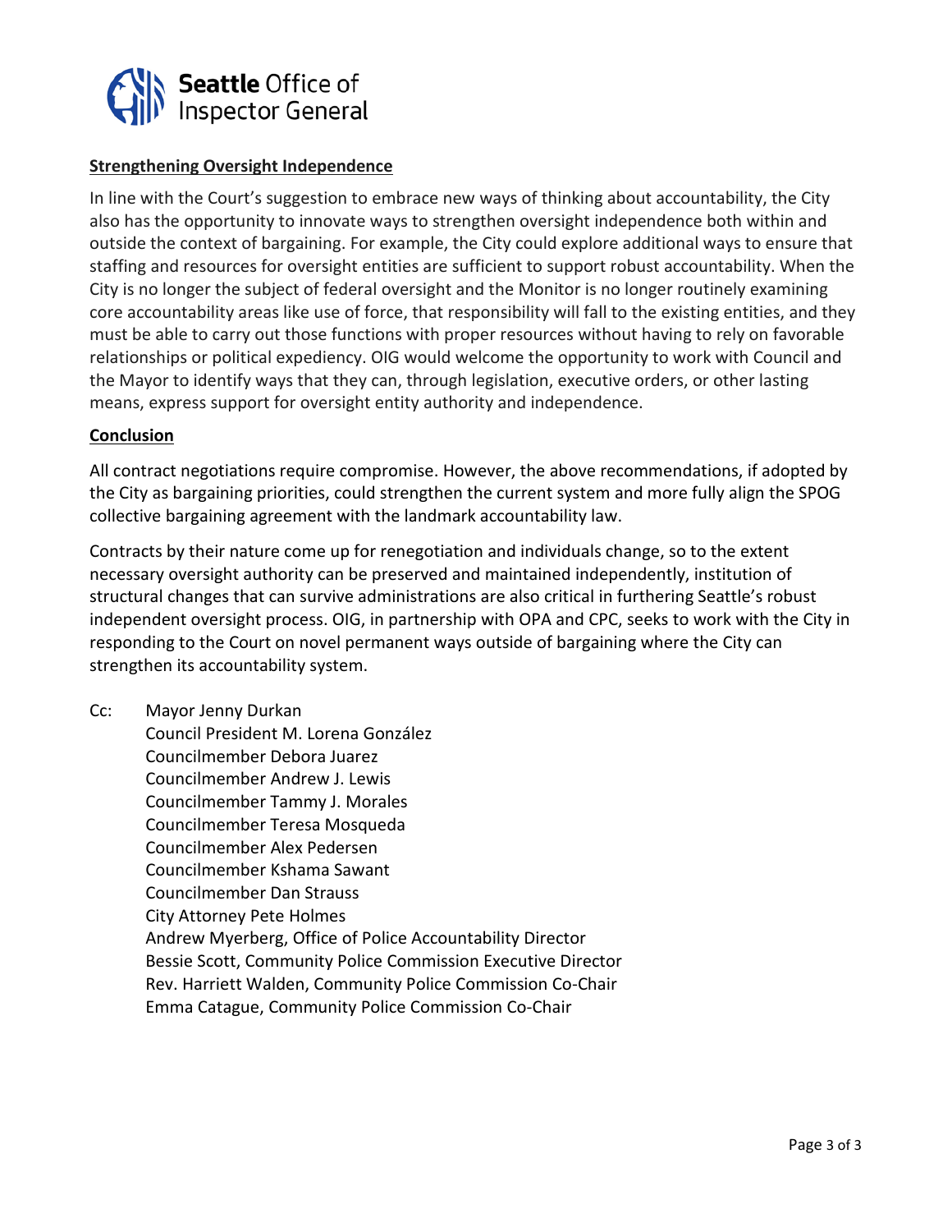**Strengthening Oversight Independence**

In line with the Court's suggestion to embrace new ways of thinking about accountability, the City also has the opportunity to innovate ways to strengthen oversight independence both within and outside the context of bargaining. For example, the City could explore additional ways to ensure that staffing and resources for oversight entities are sufficient to support robust accountability. When the City is no longer the subject of federal oversight and the Monitor is no longer routinely examining core accountability areas like use of force, that responsibility will fall to the existing entities, and they must be able to carry out those functions with proper resources without having to rely on favorable relationships or political expediency. OIG would welcome the opportunity to work with Council and the Mayor to identify ways that they can, through legislation, executive orders, or other lasting means, express support for oversight entity authority and independence.

**Conclusion**

All contract negotiations require compromise. However, the above recommendations, if adopted by the City as bargaining priorities, could strengthen the current system and more fully align the SPOG collective bargaining agreement with the landmark accountability law.

Contracts by their nature come up for renegotiation and individuals change, so to the extent necessary oversight authority can be preserved and maintained independently, institution of structural changes that can survive administrations are also critical in furthering Seattle's robust independent oversight process. OIG, in partnership with OPA and CPC, seeks to work with the City in responding to the Court on novel permanent ways outside of bargaining where the City can strengthen its accountability system.

Cc: Mayor Jenny Durkan
Council President M. Lorena González
Councilmember Debora Juarez
Councilmember Andrew J. Lewis
Councilmember Tammy J. Morales
Councilmember Teresa Mosqueda
Councilmember Alex Pedersen
Councilmember Kshama Sawant
Councilmember Dan Strauss
City Attorney Pete Holmes
Andrew Myerberg, Office of Police Accountability Director
Bessie Scott, Community Police Commission Executive Director
Rev. Harriett Walden, Community Police Commission Co-Chair
Emma Catague, Community Police Commission Co-Chair